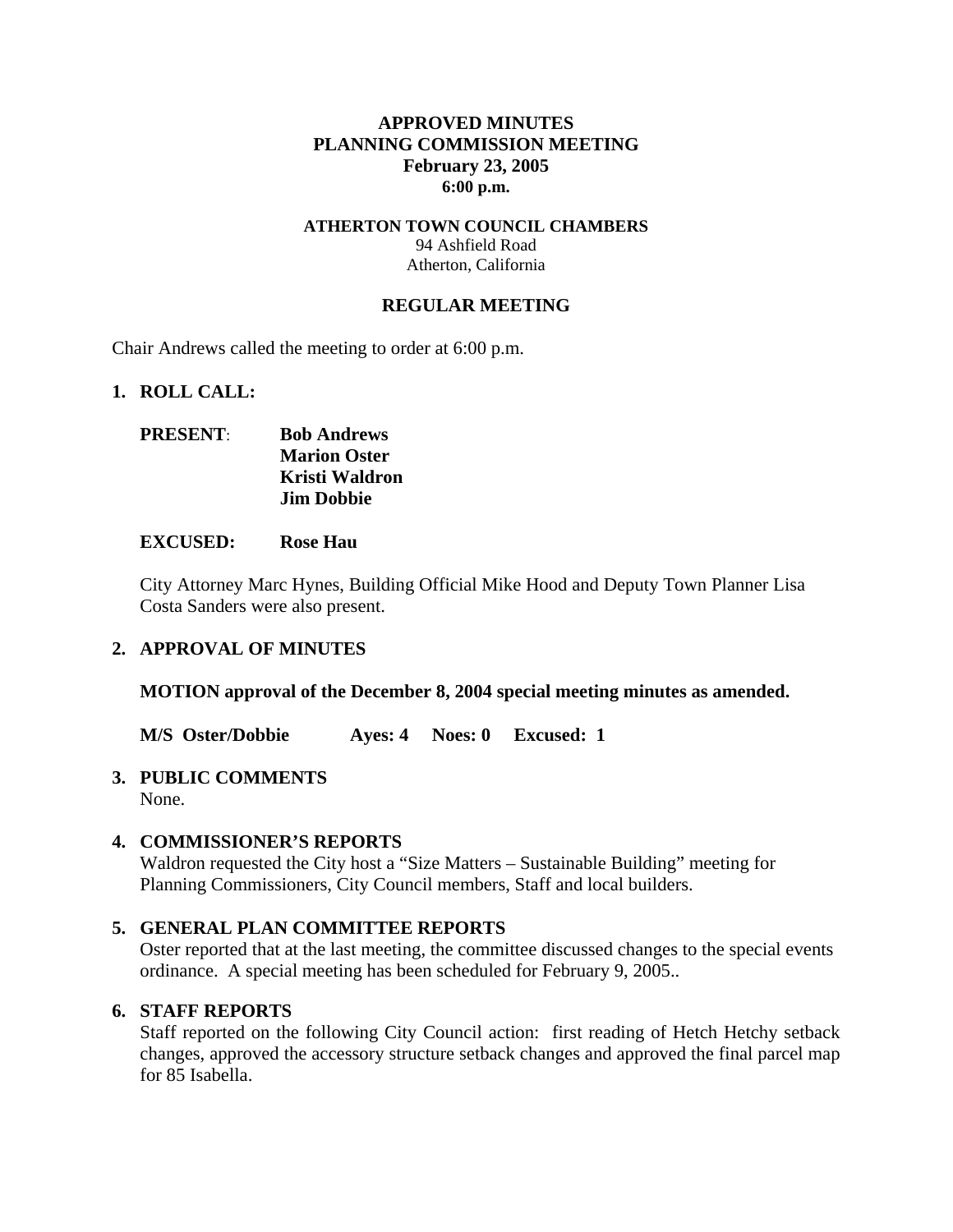# APPROVED MINUTES
# PLANNING COMMISSION MEETING
## February 23, 2005
### 6:00 p.m.

**ATHERTON TOWN COUNCIL CHAMBERS**
94 Ashfield Road
Atherton, California

## REGULAR MEETING

Chair Andrews called the meeting to order at 6:00 p.m.

## 1. ROLL CALL:

**PRESENT**: **Bob Andrews**
**Marion Oster**
**Kristi Waldron**
**Jim Dobbie**

**EXCUSED: Rose Hau**

City Attorney Marc Hynes, Building Official Mike Hood and Deputy Town Planner Lisa Costa Sanders were also present.

## 2. APPROVAL OF MINUTES

**MOTION approval of the December 8, 2004 special meeting minutes as amended.**

**M/S Oster/Dobbie Ayes: 4 Noes: 0 Excused: 1**

## 3. PUBLIC COMMENTS

None.

## 4. COMMISSIONER'S REPORTS

Waldron requested the City host a "Size Matters – Sustainable Building" meeting for Planning Commissioners, City Council members, Staff and local builders.

## 5. GENERAL PLAN COMMITTEE REPORTS

Oster reported that at the last meeting, the committee discussed changes to the special events ordinance. A special meeting has been scheduled for February 9, 2005..

## 6. STAFF REPORTS

Staff reported on the following City Council action: first reading of Hetch Hetchy setback changes, approved the accessory structure setback changes and approved the final parcel map for 85 Isabella.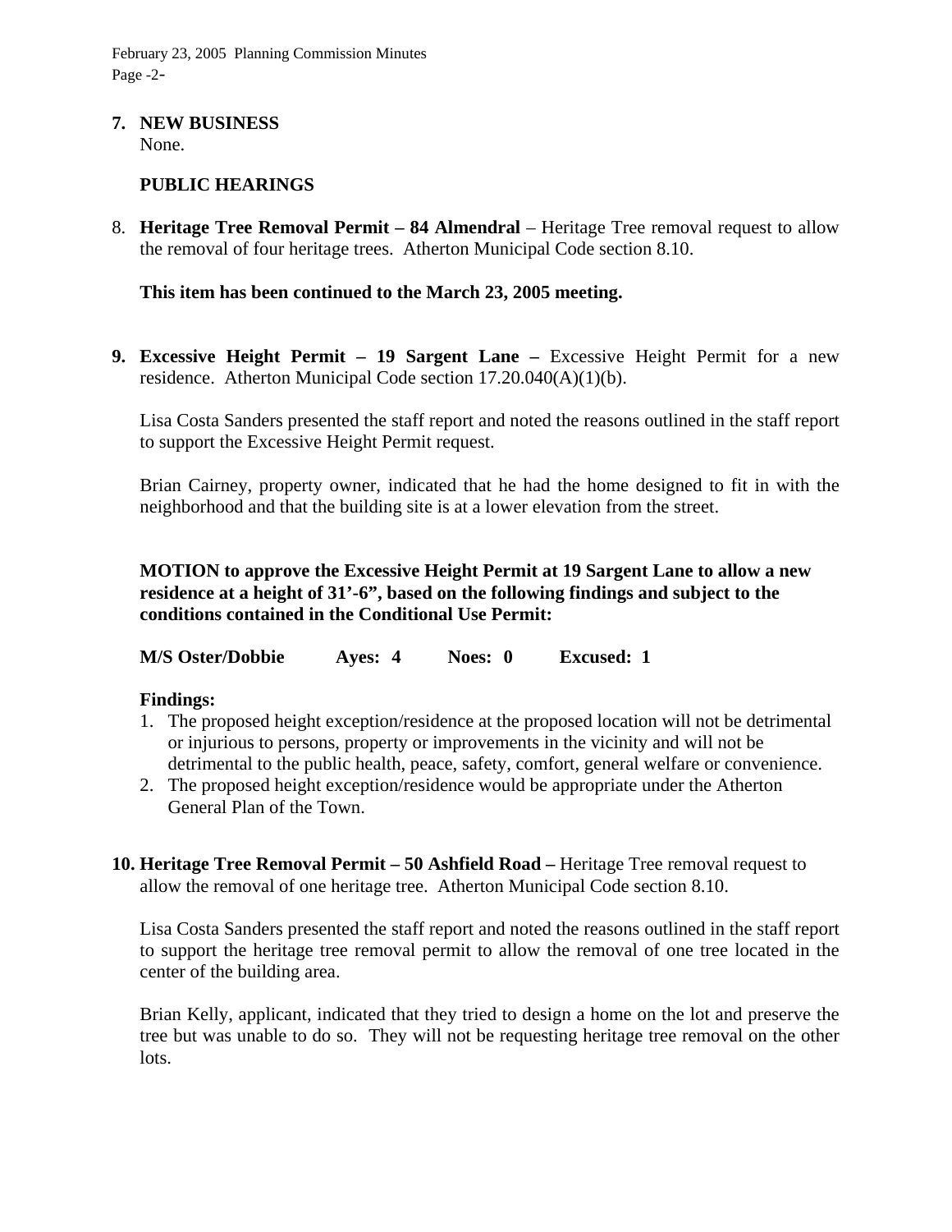**7. NEW BUSINESS**
None.

**PUBLIC HEARINGS**

8. **Heritage Tree Removal Permit – 84 Almendral** – Heritage Tree removal request to allow the removal of four heritage trees. Atherton Municipal Code section 8.10.

**This item has been continued to the March 23, 2005 meeting.**

**9. Excessive Height Permit – 19 Sargent Lane –** Excessive Height Permit for a new residence. Atherton Municipal Code section 17.20.040(A)(1)(b).

Lisa Costa Sanders presented the staff report and noted the reasons outlined in the staff report to support the Excessive Height Permit request.

Brian Cairney, property owner, indicated that he had the home designed to fit in with the neighborhood and that the building site is at a lower elevation from the street.

**MOTION to approve the Excessive Height Permit at 19 Sargent Lane to allow a new residence at a height of 31'-6", based on the following findings and subject to the conditions contained in the Conditional Use Permit:**

**M/S Oster/Dobbie Ayes: 4 Noes: 0 Excused: 1**

**Findings:**

1. The proposed height exception/residence at the proposed location will not be detrimental or injurious to persons, property or improvements in the vicinity and will not be detrimental to the public health, peace, safety, comfort, general welfare or convenience.
2. The proposed height exception/residence would be appropriate under the Atherton General Plan of the Town.

**10. Heritage Tree Removal Permit – 50 Ashfield Road –** Heritage Tree removal request to allow the removal of one heritage tree. Atherton Municipal Code section 8.10.

Lisa Costa Sanders presented the staff report and noted the reasons outlined in the staff report to support the heritage tree removal permit to allow the removal of one tree located in the center of the building area.

Brian Kelly, applicant, indicated that they tried to design a home on the lot and preserve the tree but was unable to do so. They will not be requesting heritage tree removal on the other lots.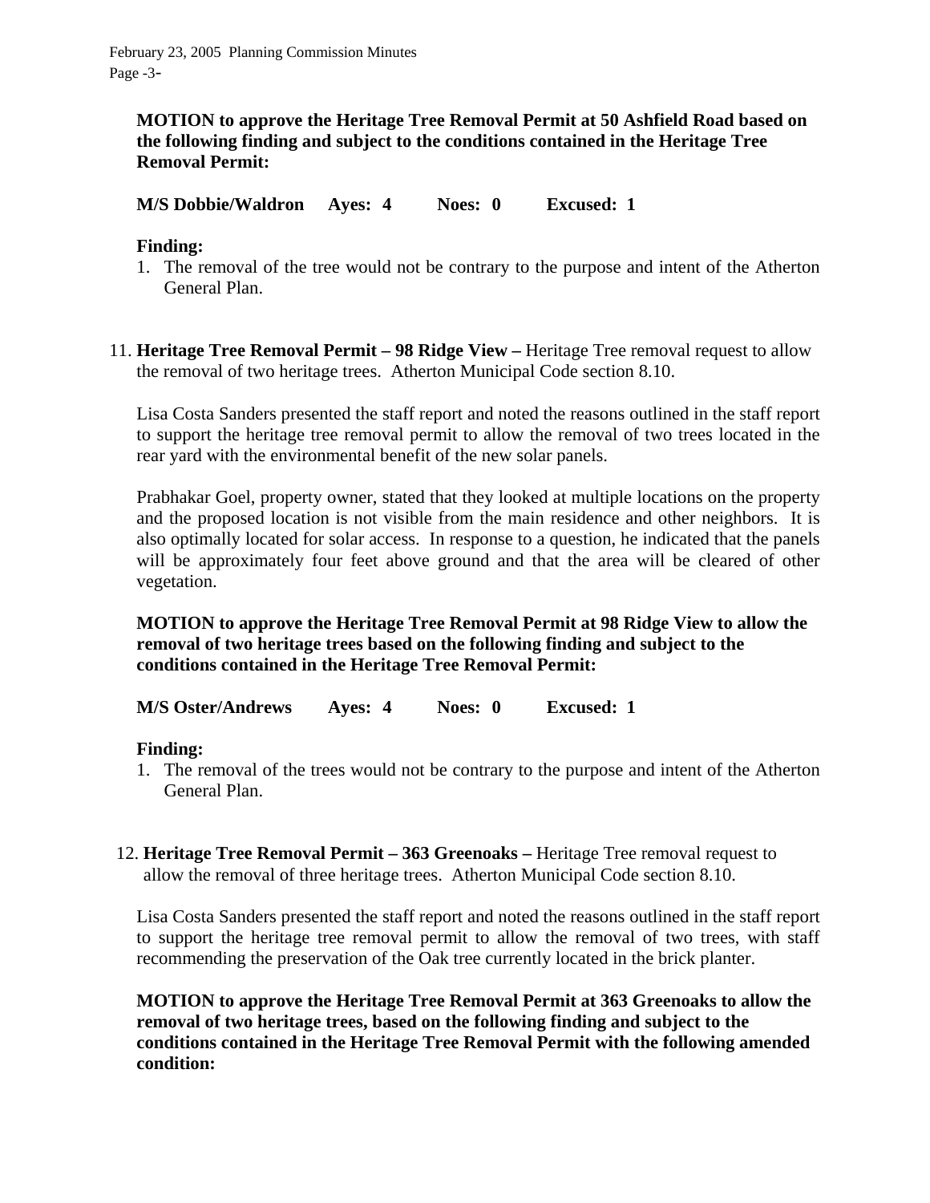**MOTION to approve the Heritage Tree Removal Permit at 50 Ashfield Road based on the following finding and subject to the conditions contained in the Heritage Tree Removal Permit:**

**M/S Dobbie/Waldron    Ayes: 4    Noes: 0    Excused: 1**

**Finding:**

1. The removal of the tree would not be contrary to the purpose and intent of the Atherton General Plan.

11. **Heritage Tree Removal Permit – 98 Ridge View –** Heritage Tree removal request to allow the removal of two heritage trees. Atherton Municipal Code section 8.10.

Lisa Costa Sanders presented the staff report and noted the reasons outlined in the staff report to support the heritage tree removal permit to allow the removal of two trees located in the rear yard with the environmental benefit of the new solar panels.

Prabhakar Goel, property owner, stated that they looked at multiple locations on the property and the proposed location is not visible from the main residence and other neighbors. It is also optimally located for solar access. In response to a question, he indicated that the panels will be approximately four feet above ground and that the area will be cleared of other vegetation.

**MOTION to approve the Heritage Tree Removal Permit at 98 Ridge View to allow the removal of two heritage trees based on the following finding and subject to the conditions contained in the Heritage Tree Removal Permit:**

**M/S Oster/Andrews    Ayes: 4    Noes: 0    Excused: 1**

**Finding:**

1. The removal of the trees would not be contrary to the purpose and intent of the Atherton General Plan.

12. **Heritage Tree Removal Permit – 363 Greenoaks –** Heritage Tree removal request to allow the removal of three heritage trees. Atherton Municipal Code section 8.10.

Lisa Costa Sanders presented the staff report and noted the reasons outlined in the staff report to support the heritage tree removal permit to allow the removal of two trees, with staff recommending the preservation of the Oak tree currently located in the brick planter.

**MOTION to approve the Heritage Tree Removal Permit at 363 Greenoaks to allow the removal of two heritage trees, based on the following finding and subject to the conditions contained in the Heritage Tree Removal Permit with the following amended condition:**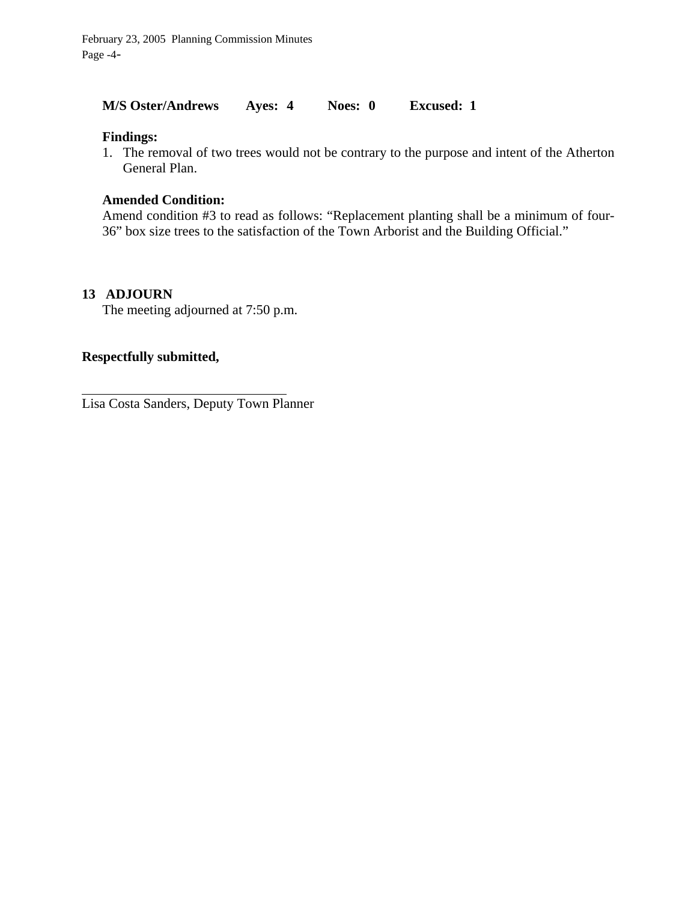**M/S Oster/Andrews Ayes: 4 Noes: 0 Excused: 1**

**Findings:**

1. The removal of two trees would not be contrary to the purpose and intent of the Atherton General Plan.

**Amended Condition:**

Amend condition #3 to read as follows: "Replacement planting shall be a minimum of four-36" box size trees to the satisfaction of the Town Arborist and the Building Official."

## 13 ADJOURN

The meeting adjourned at 7:50 p.m.

**Respectfully submitted,**

\_\_\_\_\_\_\_\_\_\_\_\_\_\_\_\_\_\_\_\_\_\_\_\_\_\_\_\_\_\_\_\_

Lisa Costa Sanders, Deputy Town Planner